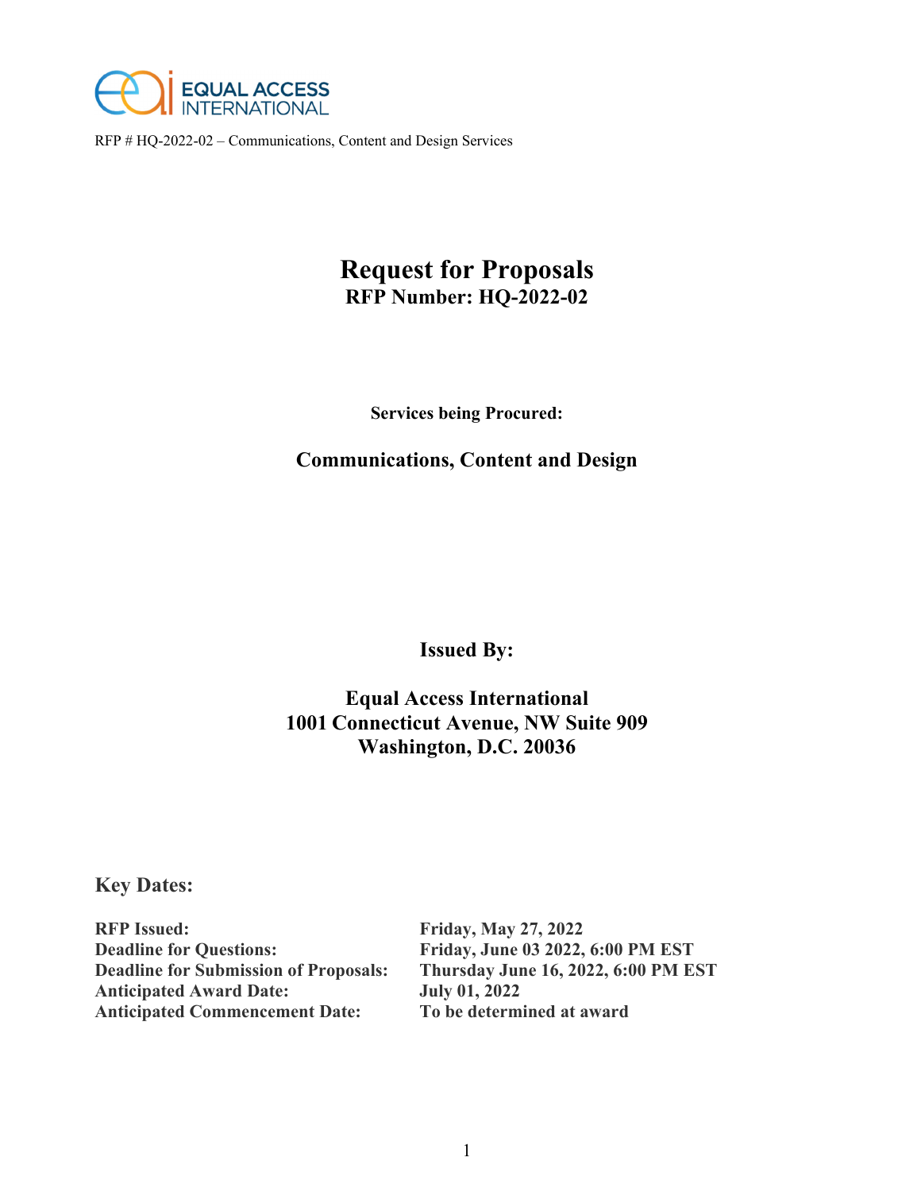RFP # HQ-2022-02 – Communications, Content and Design Services

# Request for Proposals

## RFP Number: HQ-2022-02

**Services being Procured:**

### Communications, Content and Design

**Issued By:**

**Equal Access International**
**1001 Connecticut Avenue, NW Suite 909**
**Washington, D.C. 20036**

## Key Dates:

| | |
|---|---|
| **RFP Issued:** | **Friday, May 27, 2022** |
| **Deadline for Questions:** | **Friday, June 03 2022, 6:00 PM EST** |
| **Deadline for Submission of Proposals:** | **Thursday June 16, 2022, 6:00 PM EST** |
| **Anticipated Award Date:** | **July 01, 2022** |
| **Anticipated Commencement Date:** | **To be determined at award** |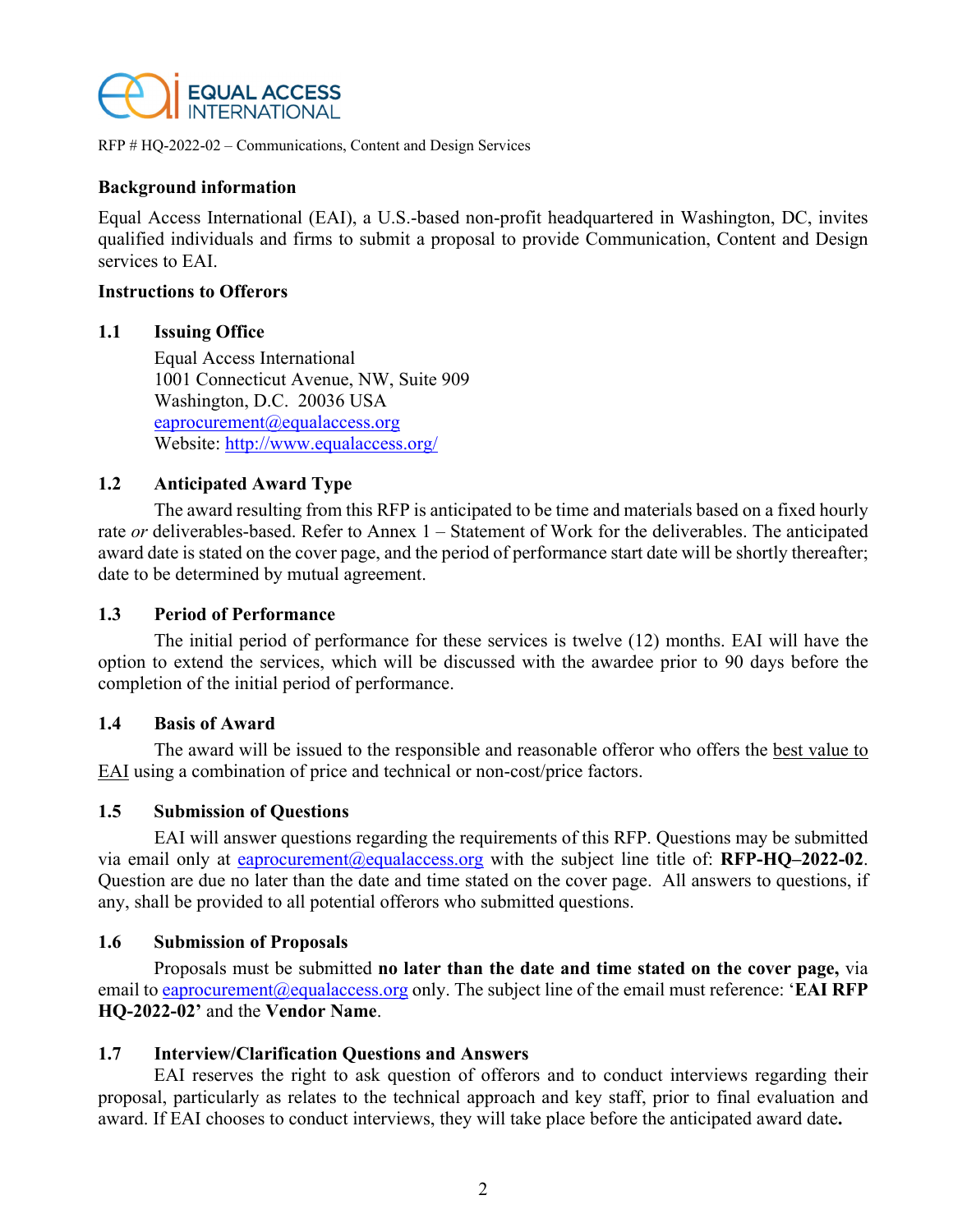RFP # HQ-2022-02 – Communications, Content and Design Services

**Background information**

Equal Access International (EAI), a U.S.-based non-profit headquartered in Washington, DC, invites qualified individuals and firms to submit a proposal to provide Communication, Content and Design services to EAI.

**Instructions to Offerors**

**1.1 Issuing Office**

Equal Access International
1001 Connecticut Avenue, NW, Suite 909
Washington, D.C. 20036 USA
eaprocurement@equalaccess.org
Website: http://www.equalaccess.org/

**1.2 Anticipated Award Type**

The award resulting from this RFP is anticipated to be time and materials based on a fixed hourly rate *or* deliverables-based. Refer to Annex 1 – Statement of Work for the deliverables. The anticipated award date is stated on the cover page, and the period of performance start date will be shortly thereafter; date to be determined by mutual agreement.

**1.3 Period of Performance**

The initial period of performance for these services is twelve (12) months. EAI will have the option to extend the services, which will be discussed with the awardee prior to 90 days before the completion of the initial period of performance.

**1.4 Basis of Award**

The award will be issued to the responsible and reasonable offeror who offers the best value to EAI using a combination of price and technical or non-cost/price factors.

**1.5 Submission of Questions**

EAI will answer questions regarding the requirements of this RFP. Questions may be submitted via email only at eaprocurement@equalaccess.org with the subject line title of: **RFP-HQ–2022-02**. Question are due no later than the date and time stated on the cover page. All answers to questions, if any, shall be provided to all potential offerors who submitted questions.

**1.6 Submission of Proposals**

Proposals must be submitted **no later than the date and time stated on the cover page,** via email to eaprocurement@equalaccess.org only. The subject line of the email must reference: '**EAI RFP HQ-2022-02'** and the **Vendor Name**.

**1.7 Interview/Clarification Questions and Answers**

EAI reserves the right to ask question of offerors and to conduct interviews regarding their proposal, particularly as relates to the technical approach and key staff, prior to final evaluation and award. If EAI chooses to conduct interviews, they will take place before the anticipated award date**.**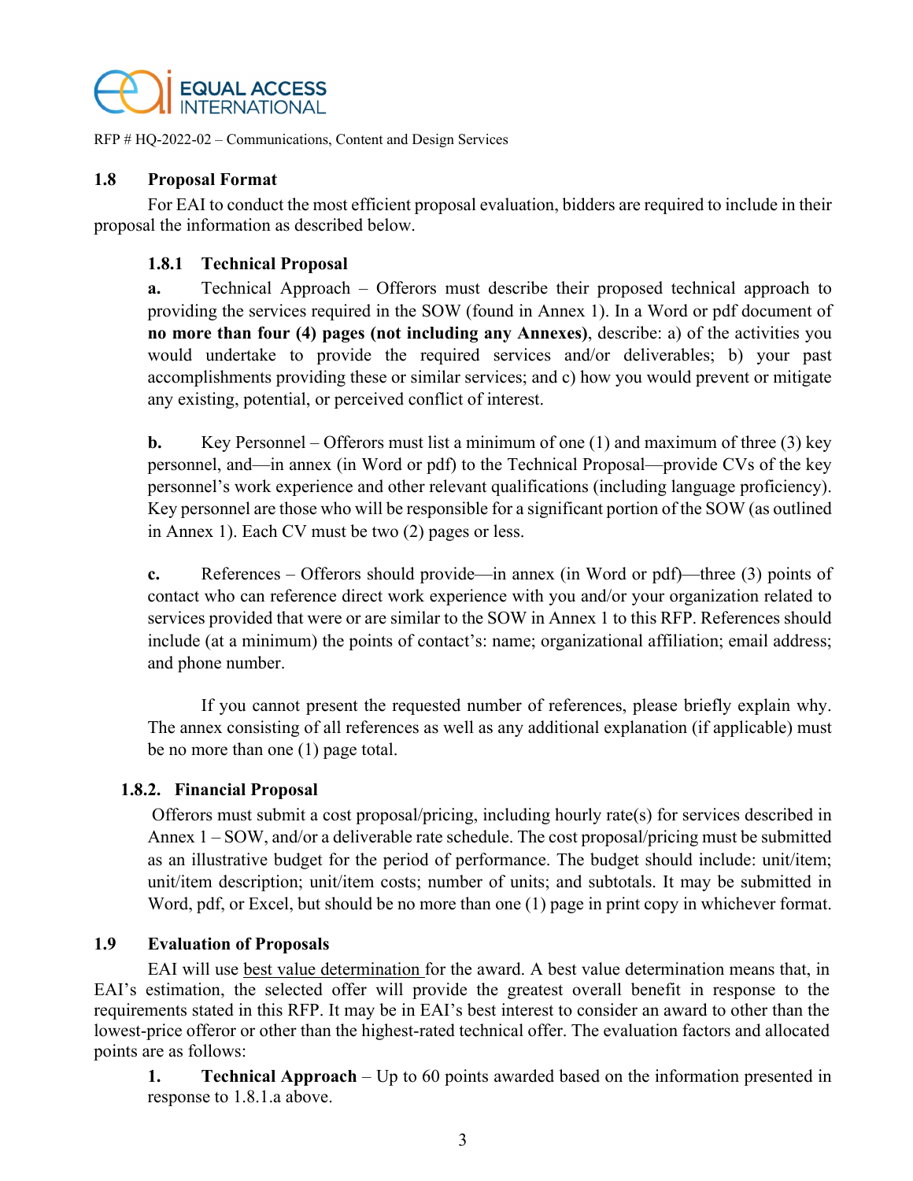### 1.8 Proposal Format

For EAI to conduct the most efficient proposal evaluation, bidders are required to include in their proposal the information as described below.

#### 1.8.1 Technical Proposal

**a.** Technical Approach – Offerors must describe their proposed technical approach to providing the services required in the SOW (found in Annex 1). In a Word or pdf document of **no more than four (4) pages (not including any Annexes)**, describe: a) of the activities you would undertake to provide the required services and/or deliverables; b) your past accomplishments providing these or similar services; and c) how you would prevent or mitigate any existing, potential, or perceived conflict of interest.

**b.** Key Personnel – Offerors must list a minimum of one (1) and maximum of three (3) key personnel, and—in annex (in Word or pdf) to the Technical Proposal—provide CVs of the key personnel's work experience and other relevant qualifications (including language proficiency). Key personnel are those who will be responsible for a significant portion of the SOW (as outlined in Annex 1). Each CV must be two (2) pages or less.

**c.** References – Offerors should provide—in annex (in Word or pdf)—three (3) points of contact who can reference direct work experience with you and/or your organization related to services provided that were or are similar to the SOW in Annex 1 to this RFP. References should include (at a minimum) the points of contact's: name; organizational affiliation; email address; and phone number.

If you cannot present the requested number of references, please briefly explain why. The annex consisting of all references as well as any additional explanation (if applicable) must be no more than one (1) page total.

#### 1.8.2. Financial Proposal

Offerors must submit a cost proposal/pricing, including hourly rate(s) for services described in Annex 1 – SOW, and/or a deliverable rate schedule. The cost proposal/pricing must be submitted as an illustrative budget for the period of performance. The budget should include: unit/item; unit/item description; unit/item costs; number of units; and subtotals. It may be submitted in Word, pdf, or Excel, but should be no more than one (1) page in print copy in whichever format.

### 1.9 Evaluation of Proposals

EAI will use best value determination for the award. A best value determination means that, in EAI's estimation, the selected offer will provide the greatest overall benefit in response to the requirements stated in this RFP. It may be in EAI's best interest to consider an award to other than the lowest-price offeror or other than the highest-rated technical offer. The evaluation factors and allocated points are as follows:

1. **Technical Approach** – Up to 60 points awarded based on the information presented in response to 1.8.1.a above.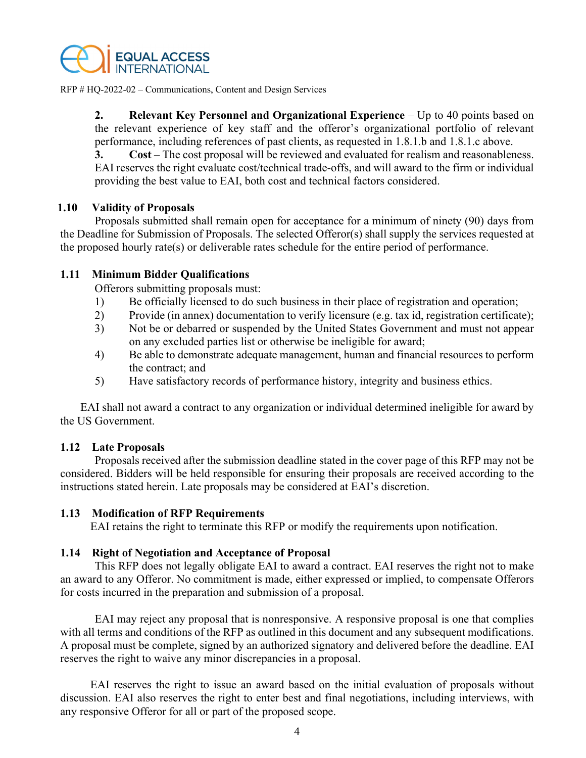2. **Relevant Key Personnel and Organizational Experience** – Up to 40 points based on the relevant experience of key staff and the offeror's organizational portfolio of relevant performance, including references of past clients, as requested in 1.8.1.b and 1.8.1.c above.

3. **Cost** – The cost proposal will be reviewed and evaluated for realism and reasonableness. EAI reserves the right evaluate cost/technical trade-offs, and will award to the firm or individual providing the best value to EAI, both cost and technical factors considered.

### 1.10 Validity of Proposals

Proposals submitted shall remain open for acceptance for a minimum of ninety (90) days from the Deadline for Submission of Proposals. The selected Offeror(s) shall supply the services requested at the proposed hourly rate(s) or deliverable rates schedule for the entire period of performance.

### 1.11 Minimum Bidder Qualifications

Offerors submitting proposals must:

1) Be officially licensed to do such business in their place of registration and operation;
2) Provide (in annex) documentation to verify licensure (e.g. tax id, registration certificate);
3) Not be or debarred or suspended by the United States Government and must not appear on any excluded parties list or otherwise be ineligible for award;
4) Be able to demonstrate adequate management, human and financial resources to perform the contract; and
5) Have satisfactory records of performance history, integrity and business ethics.

EAI shall not award a contract to any organization or individual determined ineligible for award by the US Government.

### 1.12 Late Proposals

Proposals received after the submission deadline stated in the cover page of this RFP may not be considered. Bidders will be held responsible for ensuring their proposals are received according to the instructions stated herein. Late proposals may be considered at EAI's discretion.

### 1.13 Modification of RFP Requirements

EAI retains the right to terminate this RFP or modify the requirements upon notification.

### 1.14 Right of Negotiation and Acceptance of Proposal

This RFP does not legally obligate EAI to award a contract. EAI reserves the right not to make an award to any Offeror. No commitment is made, either expressed or implied, to compensate Offerors for costs incurred in the preparation and submission of a proposal.

EAI may reject any proposal that is nonresponsive. A responsive proposal is one that complies with all terms and conditions of the RFP as outlined in this document and any subsequent modifications. A proposal must be complete, signed by an authorized signatory and delivered before the deadline. EAI reserves the right to waive any minor discrepancies in a proposal.

EAI reserves the right to issue an award based on the initial evaluation of proposals without discussion. EAI also reserves the right to enter best and final negotiations, including interviews, with any responsive Offeror for all or part of the proposed scope.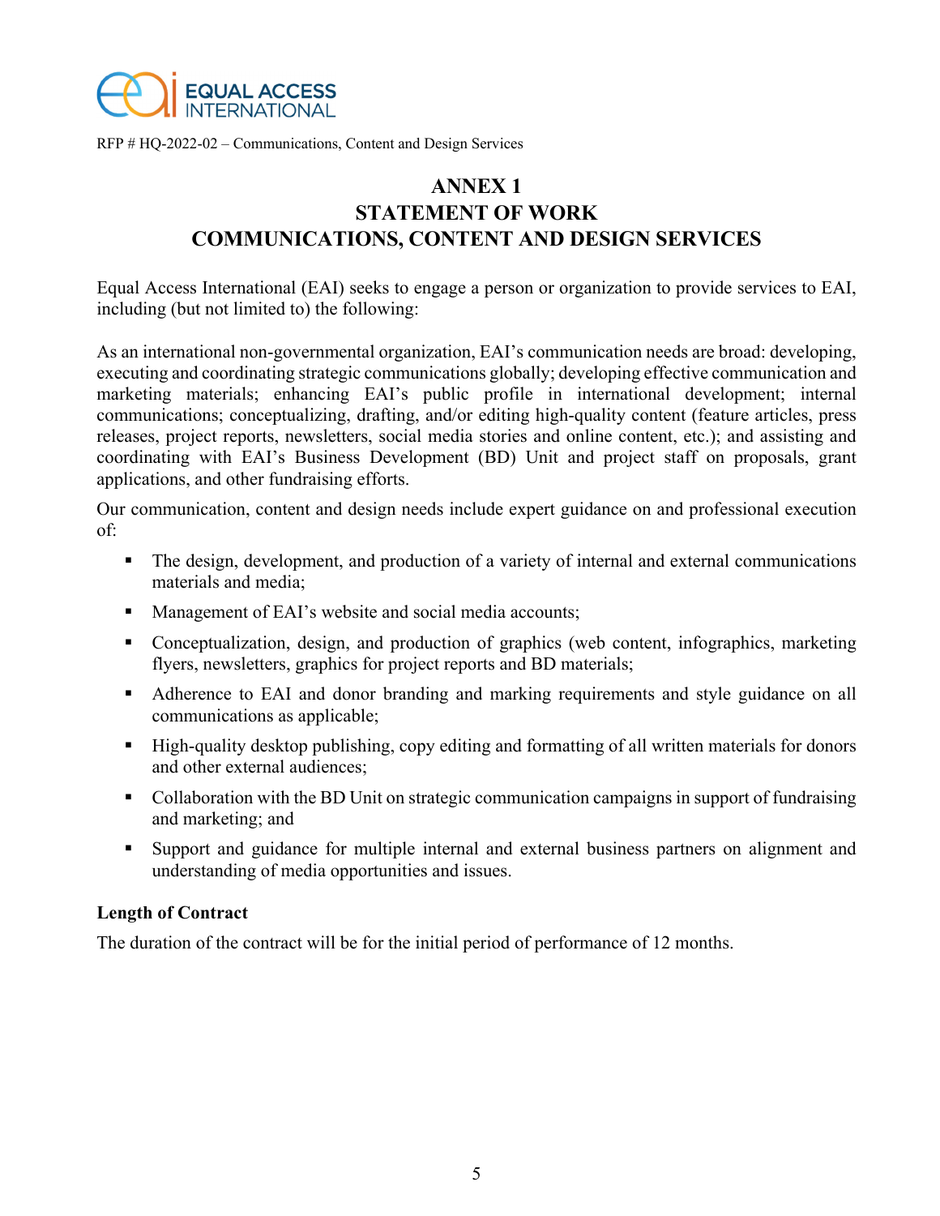RFP # HQ-2022-02 – Communications, Content and Design Services

# ANNEX 1
# STATEMENT OF WORK
# COMMUNICATIONS, CONTENT AND DESIGN SERVICES

Equal Access International (EAI) seeks to engage a person or organization to provide services to EAI, including (but not limited to) the following:

As an international non-governmental organization, EAI's communication needs are broad: developing, executing and coordinating strategic communications globally; developing effective communication and marketing materials; enhancing EAI's public profile in international development; internal communications; conceptualizing, drafting, and/or editing high-quality content (feature articles, press releases, project reports, newsletters, social media stories and online content, etc.); and assisting and coordinating with EAI's Business Development (BD) Unit and project staff on proposals, grant applications, and other fundraising efforts.

Our communication, content and design needs include expert guidance on and professional execution of:

- The design, development, and production of a variety of internal and external communications materials and media;
- Management of EAI's website and social media accounts;
- Conceptualization, design, and production of graphics (web content, infographics, marketing flyers, newsletters, graphics for project reports and BD materials;
- Adherence to EAI and donor branding and marking requirements and style guidance on all communications as applicable;
- High-quality desktop publishing, copy editing and formatting of all written materials for donors and other external audiences;
- Collaboration with the BD Unit on strategic communication campaigns in support of fundraising and marketing; and
- Support and guidance for multiple internal and external business partners on alignment and understanding of media opportunities and issues.

**Length of Contract**

The duration of the contract will be for the initial period of performance of 12 months.